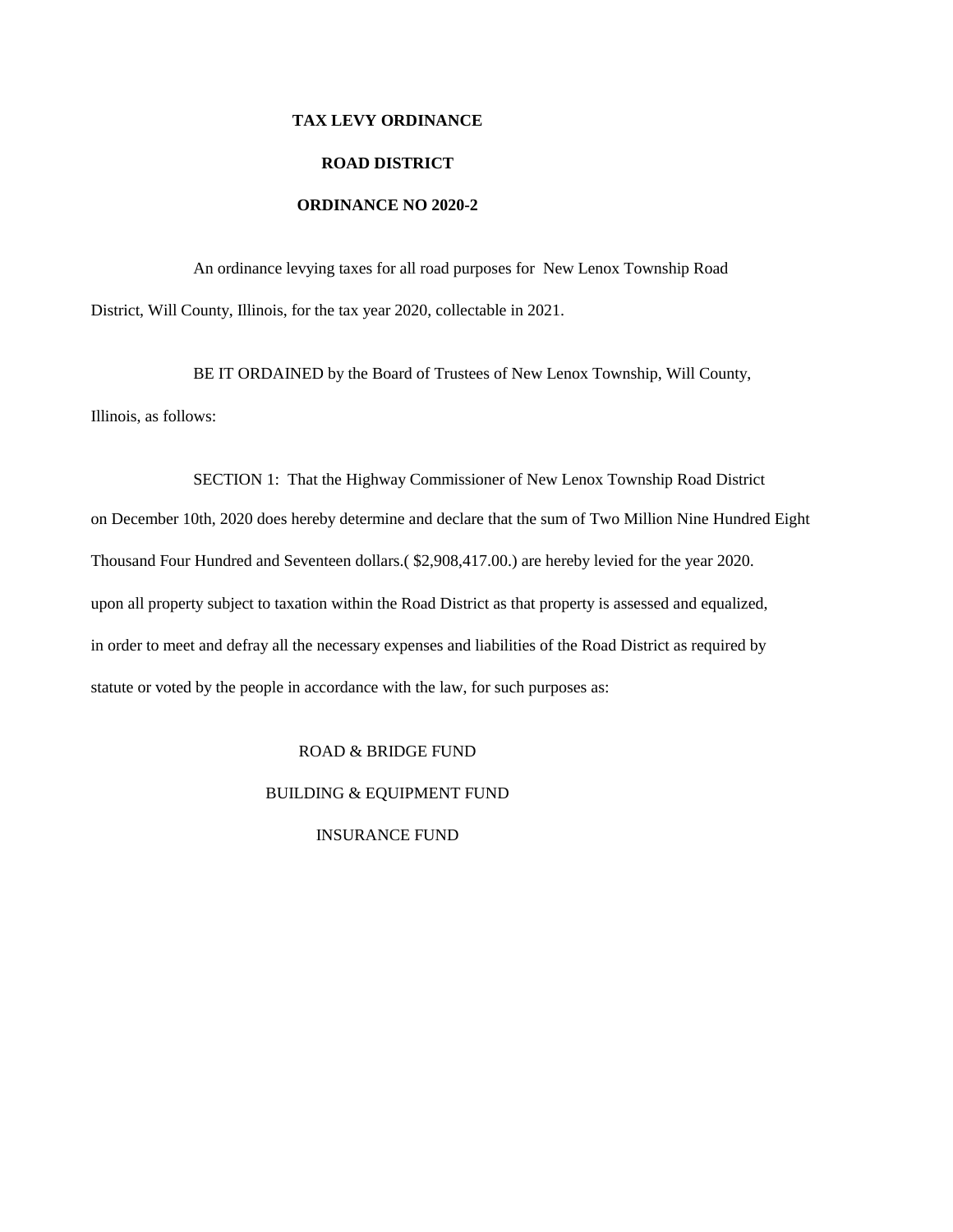**TAX LEVY ORDINANCE**

**ROAD DISTRICT**

**ORDINANCE NO 2020-2**

An ordinance levying taxes for all road purposes for New Lenox Township Road District, Will County, Illinois, for the tax year 2020, collectable in 2021.

BE IT ORDAINED by the Board of Trustees of New Lenox Township, Will County, Illinois, as follows:

SECTION 1: That the Highway Commissioner of New Lenox Township Road District on December 10th, 2020 does hereby determine and declare that the sum of Two Million Nine Hundred Eight Thousand Four Hundred and Seventeen dollars.( $2,908,417.00.) are hereby levied for the year 2020. upon all property subject to taxation within the Road District as that property is assessed and equalized, in order to meet and defray all the necessary expenses and liabilities of the Road District as required by statute or voted by the people in accordance with the law, for such purposes as:

ROAD & BRIDGE FUND

BUILDING & EQUIPMENT FUND

INSURANCE FUND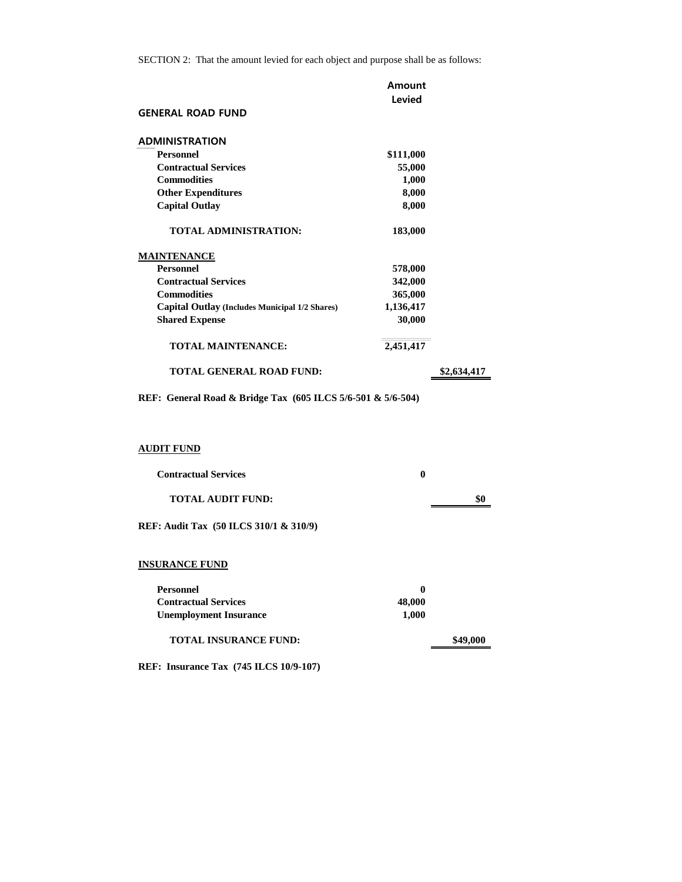SECTION 2: That the amount levied for each object and purpose shall be as follows:

| | Amount Levied | |
|---|---|---|
| **GENERAL ROAD FUND** | | |
| **ADMINISTRATION** | | |
| **Personnel** | **$111,000** | |
| **Contractual Services** | **55,000** | |
| **Commodities** | **1,000** | |
| **Other Expenditures** | **8,000** | |
| **Capital Outlay** | **8,000** | |
| **TOTAL ADMINISTRATION:** | **183,000** | |
| **MAINTENANCE** | | |
| **Personnel** | **578,000** | |
| **Contractual Services** | **342,000** | |
| **Commodities** | **365,000** | |
| **Capital Outlay (Includes Municipal 1/2 Shares)** | **1,136,417** | |
| **Shared Expense** | **30,000** | |
| **TOTAL MAINTENANCE:** | **2,451,417** | |
| **TOTAL GENERAL ROAD FUND:** | | **$2,634,417** |

**REF: General Road & Bridge Tax (605 ILCS 5/6-501 & 5/6-504)**

| **AUDIT FUND** | | |
|---|---|---|
| **Contractual Services** | **0** | |
| **TOTAL AUDIT FUND:** | | **$0** |

**REF: Audit Tax (50 ILCS 310/1 & 310/9)**

| **INSURANCE FUND** | | |
|---|---|---|
| **Personnel** | **0** | |
| **Contractual Services** | **48,000** | |
| **Unemployment Insurance** | **1,000** | |
| **TOTAL INSURANCE FUND:** | | **$49,000** |

**REF: Insurance Tax (745 ILCS 10/9-107)**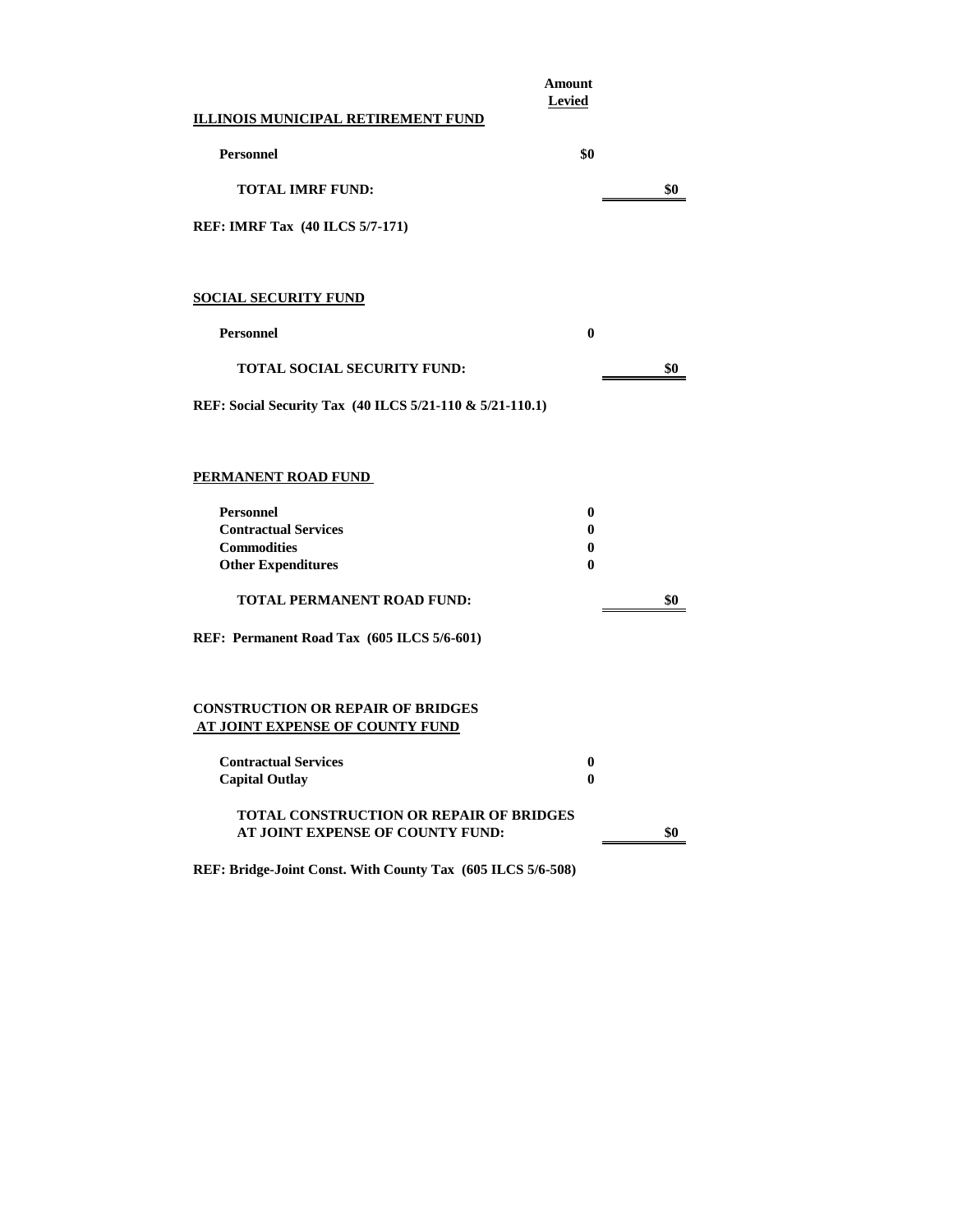| | Amount Levied | |
|---|---|---|
| **ILLINOIS MUNICIPAL RETIREMENT FUND** | | |
| **Personnel** | **\$0** | |
| **TOTAL IMRF FUND:** | | **\$0** |

**REF: IMRF Tax (40 ILCS 5/7-171)**

| | | |
|---|---|---|
| **SOCIAL SECURITY FUND** | | |
| **Personnel** | **0** | |
| **TOTAL SOCIAL SECURITY FUND:** | | **\$0** |

**REF: Social Security Tax (40 ILCS 5/21-110 & 5/21-110.1)**

| | | |
|---|---|---|
| **PERMANENT ROAD FUND** | | |
| **Personnel** | **0** | |
| **Contractual Services** | **0** | |
| **Commodities** | **0** | |
| **Other Expenditures** | **0** | |
| **TOTAL PERMANENT ROAD FUND:** | | **\$0** |

**REF: Permanent Road Tax (605 ILCS 5/6-601)**

| | | |
|---|---|---|
| **CONSTRUCTION OR REPAIR OF BRIDGES AT JOINT EXPENSE OF COUNTY FUND** | | |
| **Contractual Services** | **0** | |
| **Capital Outlay** | **0** | |
| **TOTAL CONSTRUCTION OR REPAIR OF BRIDGES AT JOINT EXPENSE OF COUNTY FUND:** | | **\$0** |

**REF: Bridge-Joint Const. With County Tax (605 ILCS 5/6-508)**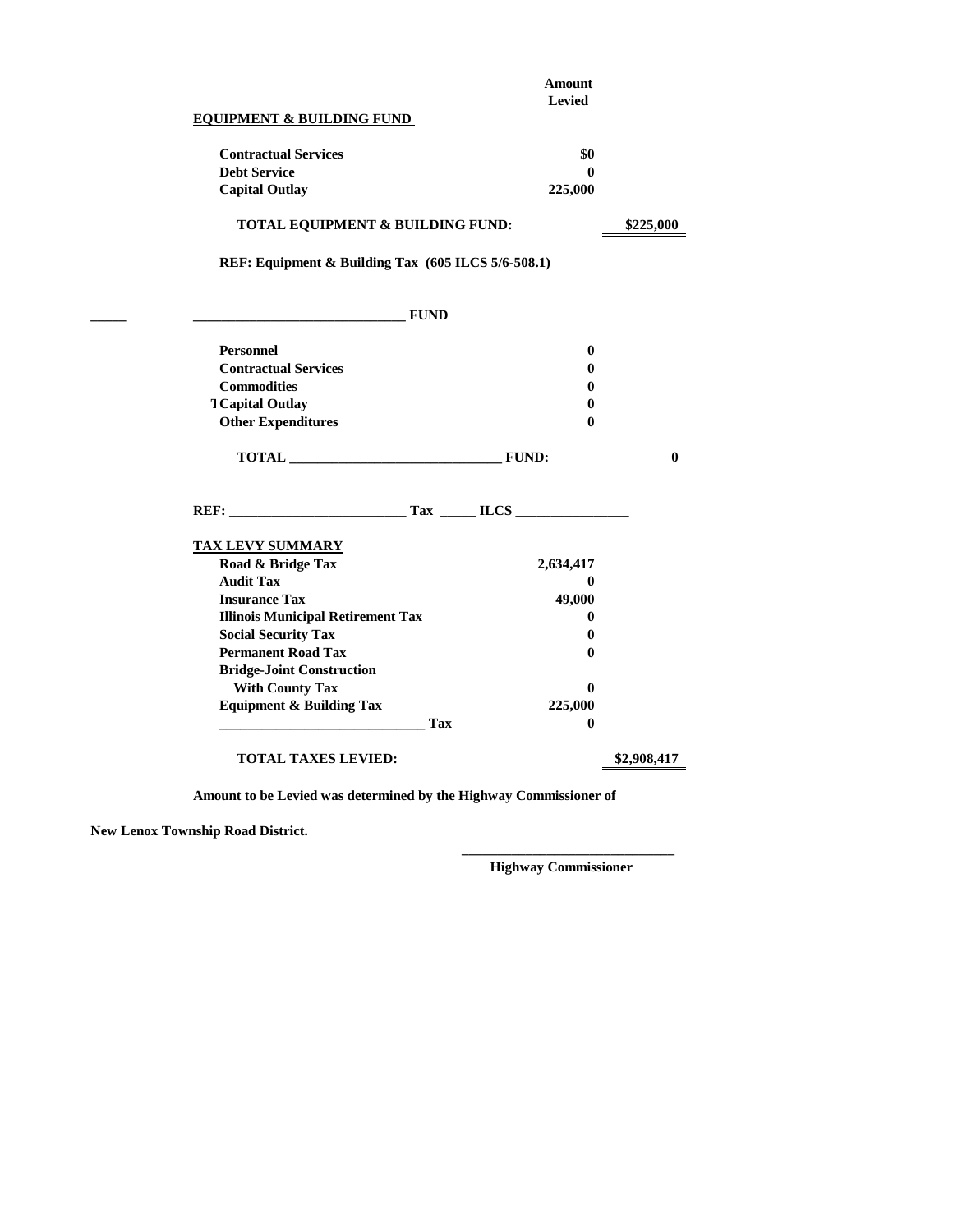| | Amount Levied | |
|---|---|---|
| **EQUIPMENT & BUILDING FUND** | | |
| **Contractual Services** | **$0** | |
| **Debt Service** | **0** | |
| **Capital Outlay** | **225,000** | |
| **TOTAL EQUIPMENT & BUILDING FUND:** | | **$225,000** |

**REF: Equipment & Building Tax (605 ILCS 5/6-508.1)**

_____ ______________________________ **FUND**

| | | |
|---|---|---|
| **Personnel** | **0** | |
| **Contractual Services** | **0** | |
| **Commodities** | **0** | |
| **Capital Outlay** | **0** | |
| **Other Expenditures** | **0** | |
| **TOTAL ______________________________ FUND:** | | **0** |

**REF: _________________________ Tax _____ ILCS ________________**

| **TAX LEVY SUMMARY** | | |
|---|---|---|
| **Road & Bridge Tax** | **2,634,417** | |
| **Audit Tax** | **0** | |
| **Insurance Tax** | **49,000** | |
| **Illinois Municipal Retirement Tax** | **0** | |
| **Social Security Tax** | **0** | |
| **Permanent Road Tax** | **0** | |
| **Bridge-Joint Construction With County Tax** | **0** | |
| **Equipment & Building Tax** | **225,000** | |
| **______________________________ Tax** | **0** | |
| **TOTAL TAXES LEVIED:** | | **$2,908,417** |

**Amount to be Levied was determined by the Highway Commissioner of New Lenox Township Road District.**

______________________________

**Highway Commissioner**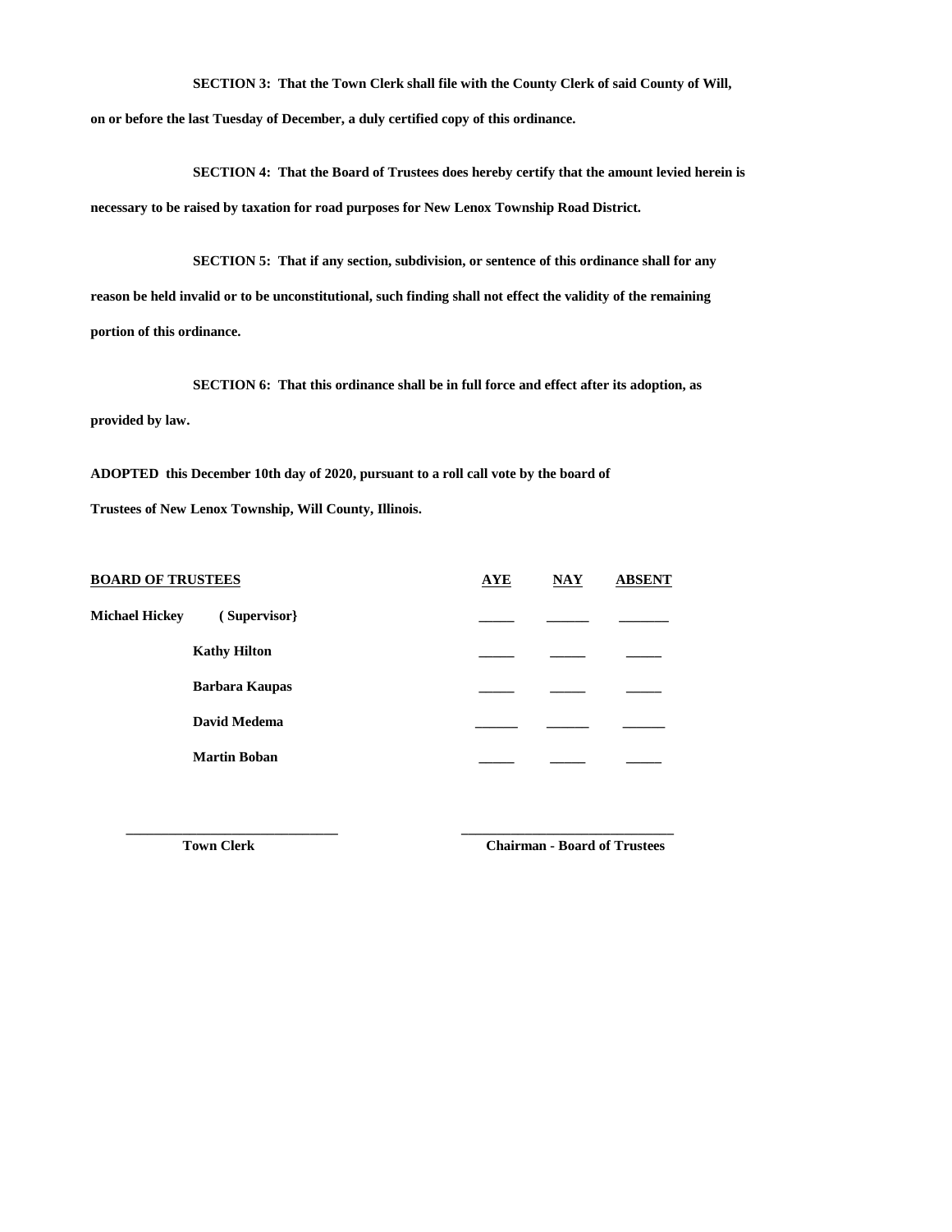**SECTION 3: That the Town Clerk shall file with the County Clerk of said County of Will, on or before the last Tuesday of December, a duly certified copy of this ordinance.**

**SECTION 4: That the Board of Trustees does hereby certify that the amount levied herein is necessary to be raised by taxation for road purposes for New Lenox Township Road District.**

**SECTION 5: That if any section, subdivision, or sentence of this ordinance shall for any reason be held invalid or to be unconstitutional, such finding shall not effect the validity of the remaining portion of this ordinance.**

**SECTION 6: That this ordinance shall be in full force and effect after its adoption, as provided by law.**

**ADOPTED this December 10th day of 2020, pursuant to a roll call vote by the board of Trustees of New Lenox Township, Will County, Illinois.**

| BOARD OF TRUSTEES | AYE | NAY | ABSENT |
|---|---|---|---|
| Michael Hickey ( Supervisor} | _____ | ______ | _______ |
| Kathy Hilton | _____ | _____ | _____ |
| Barbara Kaupas | _____ | _____ | _____ |
| David Medema | ______ | ______ | ______ |
| Martin Boban | _____ | _____ | _____ |

______________________________ ______________________________

**Town Clerk** **Chairman - Board of Trustees**